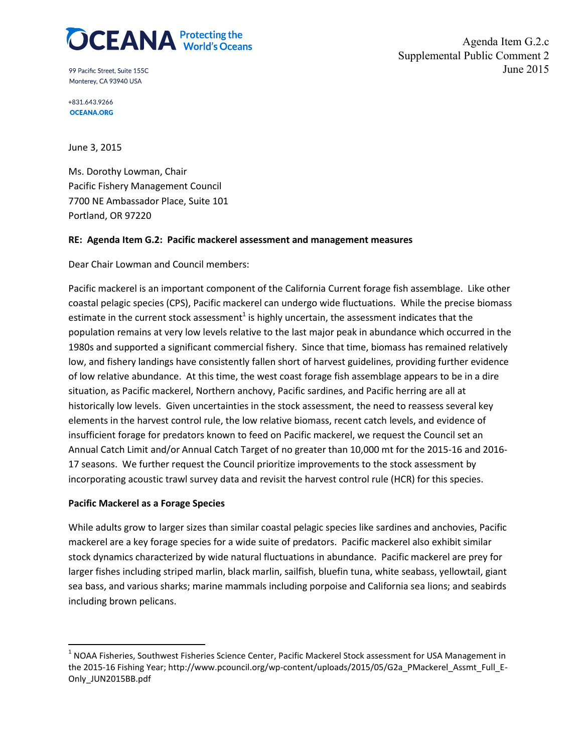OCEANA Protecting the World's Oceans

99 Pacific Street, Suite 155C
Monterey, CA 93940 USA

+831.643.9266
OCEANA.ORG

Agenda Item G.2.c
Supplemental Public Comment 2
June 2015

June 3, 2015

Ms. Dorothy Lowman, Chair
Pacific Fishery Management Council
7700 NE Ambassador Place, Suite 101
Portland, OR 97220

**RE: Agenda Item G.2: Pacific mackerel assessment and management measures**

Dear Chair Lowman and Council members:

Pacific mackerel is an important component of the California Current forage fish assemblage. Like other coastal pelagic species (CPS), Pacific mackerel can undergo wide fluctuations. While the precise biomass estimate in the current stock assessment[1] is highly uncertain, the assessment indicates that the population remains at very low levels relative to the last major peak in abundance which occurred in the 1980s and supported a significant commercial fishery. Since that time, biomass has remained relatively low, and fishery landings have consistently fallen short of harvest guidelines, providing further evidence of low relative abundance. At this time, the west coast forage fish assemblage appears to be in a dire situation, as Pacific mackerel, Northern anchovy, Pacific sardines, and Pacific herring are all at historically low levels. Given uncertainties in the stock assessment, the need to reassess several key elements in the harvest control rule, the low relative biomass, recent catch levels, and evidence of insufficient forage for predators known to feed on Pacific mackerel, we request the Council set an Annual Catch Limit and/or Annual Catch Target of no greater than 10,000 mt for the 2015-16 and 2016-17 seasons. We further request the Council prioritize improvements to the stock assessment by incorporating acoustic trawl survey data and revisit the harvest control rule (HCR) for this species.

**Pacific Mackerel as a Forage Species**

While adults grow to larger sizes than similar coastal pelagic species like sardines and anchovies, Pacific mackerel are a key forage species for a wide suite of predators. Pacific mackerel also exhibit similar stock dynamics characterized by wide natural fluctuations in abundance. Pacific mackerel are prey for larger fishes including striped marlin, black marlin, sailfish, bluefin tuna, white seabass, yellowtail, giant sea bass, and various sharks; marine mammals including porpoise and California sea lions; and seabirds including brown pelicans.

[1] NOAA Fisheries, Southwest Fisheries Science Center, Pacific Mackerel Stock assessment for USA Management in the 2015-16 Fishing Year; http://www.pcouncil.org/wp-content/uploads/2015/05/G2a_PMackerel_Assmt_Full_E-Only_JUN2015BB.pdf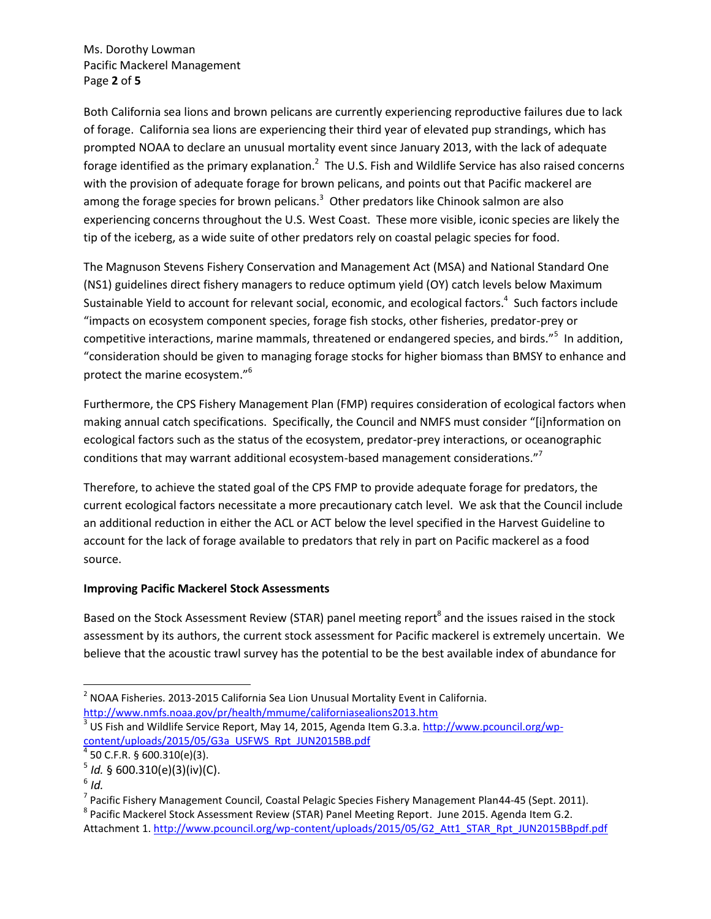Both California sea lions and brown pelicans are currently experiencing reproductive failures due to lack of forage. California sea lions are experiencing their third year of elevated pup strandings, which has prompted NOAA to declare an unusual mortality event since January 2013, with the lack of adequate forage identified as the primary explanation.[2] The U.S. Fish and Wildlife Service has also raised concerns with the provision of adequate forage for brown pelicans, and points out that Pacific mackerel are among the forage species for brown pelicans.[3] Other predators like Chinook salmon are also experiencing concerns throughout the U.S. West Coast. These more visible, iconic species are likely the tip of the iceberg, as a wide suite of other predators rely on coastal pelagic species for food.

The Magnuson Stevens Fishery Conservation and Management Act (MSA) and National Standard One (NS1) guidelines direct fishery managers to reduce optimum yield (OY) catch levels below Maximum Sustainable Yield to account for relevant social, economic, and ecological factors.[4] Such factors include "impacts on ecosystem component species, forage fish stocks, other fisheries, predator-prey or competitive interactions, marine mammals, threatened or endangered species, and birds."[5] In addition, "consideration should be given to managing forage stocks for higher biomass than BMSY to enhance and protect the marine ecosystem."[6]

Furthermore, the CPS Fishery Management Plan (FMP) requires consideration of ecological factors when making annual catch specifications. Specifically, the Council and NMFS must consider "[i]nformation on ecological factors such as the status of the ecosystem, predator-prey interactions, or oceanographic conditions that may warrant additional ecosystem-based management considerations."[7]

Therefore, to achieve the stated goal of the CPS FMP to provide adequate forage for predators, the current ecological factors necessitate a more precautionary catch level. We ask that the Council include an additional reduction in either the ACL or ACT below the level specified in the Harvest Guideline to account for the lack of forage available to predators that rely in part on Pacific mackerel as a food source.

**Improving Pacific Mackerel Stock Assessments**

Based on the Stock Assessment Review (STAR) panel meeting report[8] and the issues raised in the stock assessment by its authors, the current stock assessment for Pacific mackerel is extremely uncertain. We believe that the acoustic trawl survey has the potential to be the best available index of abundance for

---

[2] NOAA Fisheries. 2013-2015 California Sea Lion Unusual Mortality Event in California. http://www.nmfs.noaa.gov/pr/health/mmume/californiasealions2013.htm

[3] US Fish and Wildlife Service Report, May 14, 2015, Agenda Item G.3.a. http://www.pcouncil.org/wp-content/uploads/2015/05/G3a_USFWS_Rpt_JUN2015BB.pdf

[4] 50 C.F.R. § 600.310(e)(3).

[5] *Id.* § 600.310(e)(3)(iv)(C).

[6] *Id.*

[7] Pacific Fishery Management Council, Coastal Pelagic Species Fishery Management Plan44-45 (Sept. 2011).

[8] Pacific Mackerel Stock Assessment Review (STAR) Panel Meeting Report. June 2015. Agenda Item G.2. Attachment 1. http://www.pcouncil.org/wp-content/uploads/2015/05/G2_Att1_STAR_Rpt_JUN2015BBpdf.pdf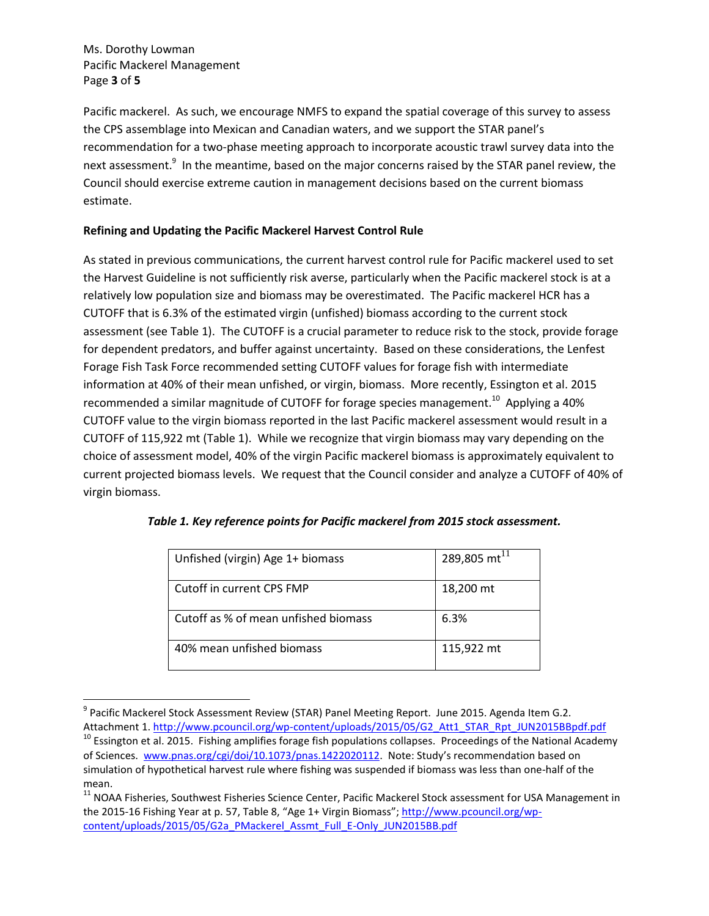Pacific mackerel. As such, we encourage NMFS to expand the spatial coverage of this survey to assess the CPS assemblage into Mexican and Canadian waters, and we support the STAR panel's recommendation for a two-phase meeting approach to incorporate acoustic trawl survey data into the next assessment.[9] In the meantime, based on the major concerns raised by the STAR panel review, the Council should exercise extreme caution in management decisions based on the current biomass estimate.

**Refining and Updating the Pacific Mackerel Harvest Control Rule**

As stated in previous communications, the current harvest control rule for Pacific mackerel used to set the Harvest Guideline is not sufficiently risk averse, particularly when the Pacific mackerel stock is at a relatively low population size and biomass may be overestimated. The Pacific mackerel HCR has a CUTOFF that is 6.3% of the estimated virgin (unfished) biomass according to the current stock assessment (see Table 1). The CUTOFF is a crucial parameter to reduce risk to the stock, provide forage for dependent predators, and buffer against uncertainty. Based on these considerations, the Lenfest Forage Fish Task Force recommended setting CUTOFF values for forage fish with intermediate information at 40% of their mean unfished, or virgin, biomass. More recently, Essington et al. 2015 recommended a similar magnitude of CUTOFF for forage species management.[10] Applying a 40% CUTOFF value to the virgin biomass reported in the last Pacific mackerel assessment would result in a CUTOFF of 115,922 mt (Table 1). While we recognize that virgin biomass may vary depending on the choice of assessment model, 40% of the virgin Pacific mackerel biomass is approximately equivalent to current projected biomass levels. We request that the Council consider and analyze a CUTOFF of 40% of virgin biomass.

***Table 1. Key reference points for Pacific mackerel from 2015 stock assessment.***

| | |
|---|---|
| Unfished (virgin) Age 1+ biomass | 289,805 mt[11] |
| Cutoff in current CPS FMP | 18,200 mt |
| Cutoff as % of mean unfished biomass | 6.3% |
| 40% mean unfished biomass | 115,922 mt |

---

[9] Pacific Mackerel Stock Assessment Review (STAR) Panel Meeting Report. June 2015. Agenda Item G.2. Attachment 1. http://www.pcouncil.org/wp-content/uploads/2015/05/G2_Att1_STAR_Rpt_JUN2015BBpdf.pdf

[10] Essington et al. 2015. Fishing amplifies forage fish populations collapses. Proceedings of the National Academy of Sciences. www.pnas.org/cgi/doi/10.1073/pnas.1422020112. Note: Study's recommendation based on simulation of hypothetical harvest rule where fishing was suspended if biomass was less than one-half of the mean.

[11] NOAA Fisheries, Southwest Fisheries Science Center, Pacific Mackerel Stock assessment for USA Management in the 2015-16 Fishing Year at p. 57, Table 8, "Age 1+ Virgin Biomass"; http://www.pcouncil.org/wp-content/uploads/2015/05/G2a_PMackerel_Assmt_Full_E-Only_JUN2015BB.pdf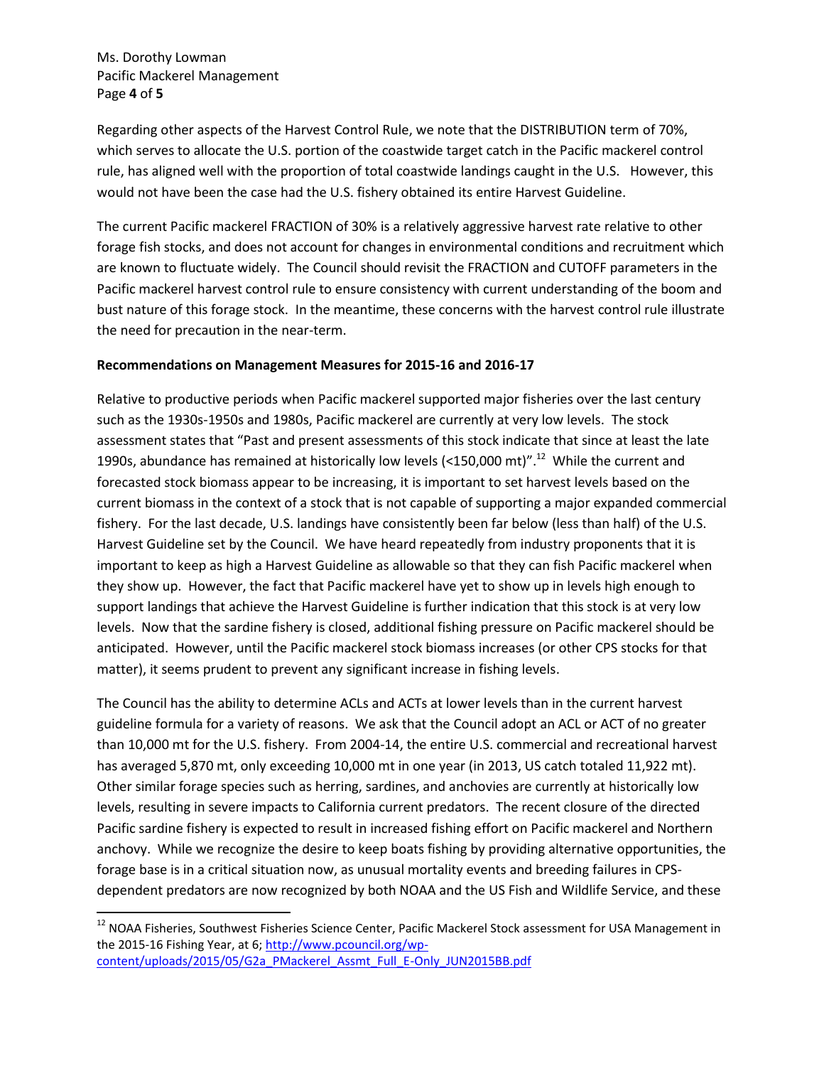Regarding other aspects of the Harvest Control Rule, we note that the DISTRIBUTION term of 70%, which serves to allocate the U.S. portion of the coastwide target catch in the Pacific mackerel control rule, has aligned well with the proportion of total coastwide landings caught in the U.S. However, this would not have been the case had the U.S. fishery obtained its entire Harvest Guideline.

The current Pacific mackerel FRACTION of 30% is a relatively aggressive harvest rate relative to other forage fish stocks, and does not account for changes in environmental conditions and recruitment which are known to fluctuate widely. The Council should revisit the FRACTION and CUTOFF parameters in the Pacific mackerel harvest control rule to ensure consistency with current understanding of the boom and bust nature of this forage stock. In the meantime, these concerns with the harvest control rule illustrate the need for precaution in the near-term.

**Recommendations on Management Measures for 2015-16 and 2016-17**

Relative to productive periods when Pacific mackerel supported major fisheries over the last century such as the 1930s-1950s and 1980s, Pacific mackerel are currently at very low levels. The stock assessment states that "Past and present assessments of this stock indicate that since at least the late 1990s, abundance has remained at historically low levels (<150,000 mt)".[12] While the current and forecasted stock biomass appear to be increasing, it is important to set harvest levels based on the current biomass in the context of a stock that is not capable of supporting a major expanded commercial fishery. For the last decade, U.S. landings have consistently been far below (less than half) of the U.S. Harvest Guideline set by the Council. We have heard repeatedly from industry proponents that it is important to keep as high a Harvest Guideline as allowable so that they can fish Pacific mackerel when they show up. However, the fact that Pacific mackerel have yet to show up in levels high enough to support landings that achieve the Harvest Guideline is further indication that this stock is at very low levels. Now that the sardine fishery is closed, additional fishing pressure on Pacific mackerel should be anticipated. However, until the Pacific mackerel stock biomass increases (or other CPS stocks for that matter), it seems prudent to prevent any significant increase in fishing levels.

The Council has the ability to determine ACLs and ACTs at lower levels than in the current harvest guideline formula for a variety of reasons. We ask that the Council adopt an ACL or ACT of no greater than 10,000 mt for the U.S. fishery. From 2004-14, the entire U.S. commercial and recreational harvest has averaged 5,870 mt, only exceeding 10,000 mt in one year (in 2013, US catch totaled 11,922 mt). Other similar forage species such as herring, sardines, and anchovies are currently at historically low levels, resulting in severe impacts to California current predators. The recent closure of the directed Pacific sardine fishery is expected to result in increased fishing effort on Pacific mackerel and Northern anchovy. While we recognize the desire to keep boats fishing by providing alternative opportunities, the forage base is in a critical situation now, as unusual mortality events and breeding failures in CPS-dependent predators are now recognized by both NOAA and the US Fish and Wildlife Service, and these

---

[12] NOAA Fisheries, Southwest Fisheries Science Center, Pacific Mackerel Stock assessment for USA Management in the 2015-16 Fishing Year, at 6; http://www.pcouncil.org/wp-content/uploads/2015/05/G2a_PMackerel_Assmt_Full_E-Only_JUN2015BB.pdf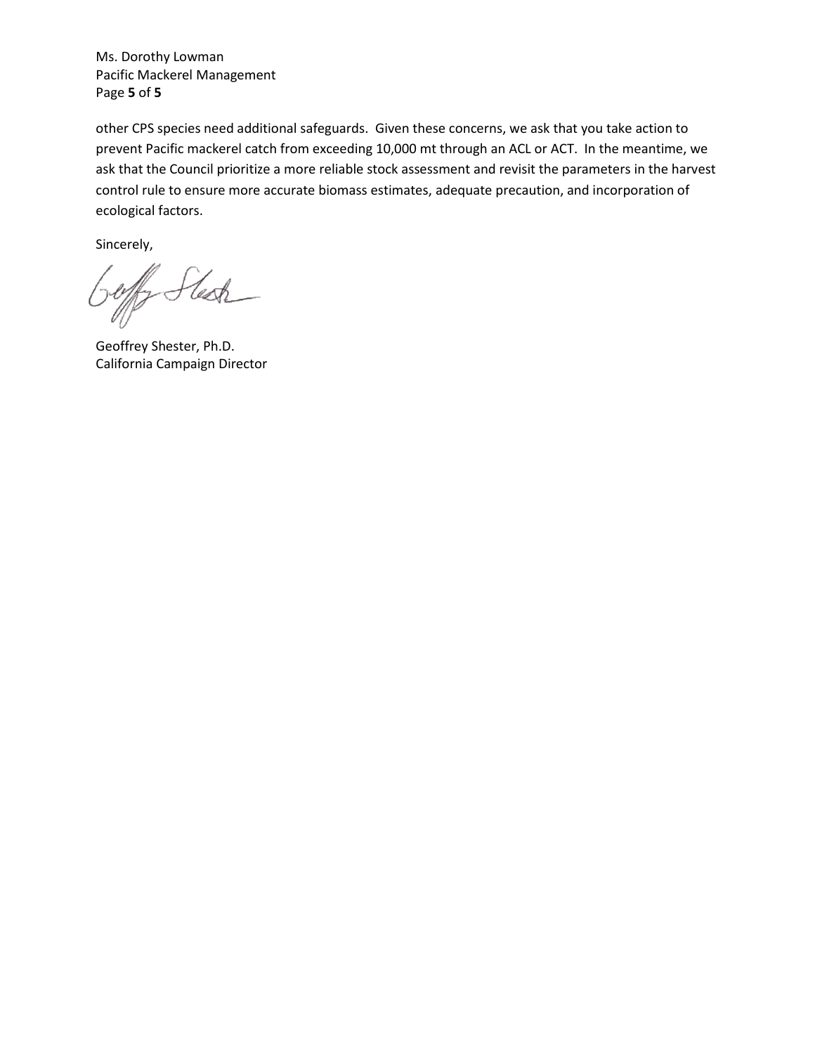other CPS species need additional safeguards. Given these concerns, we ask that you take action to prevent Pacific mackerel catch from exceeding 10,000 mt through an ACL or ACT. In the meantime, we ask that the Council prioritize a more reliable stock assessment and revisit the parameters in the harvest control rule to ensure more accurate biomass estimates, adequate precaution, and incorporation of ecological factors.

Sincerely,

Geoffrey Shester, Ph.D.
California Campaign Director